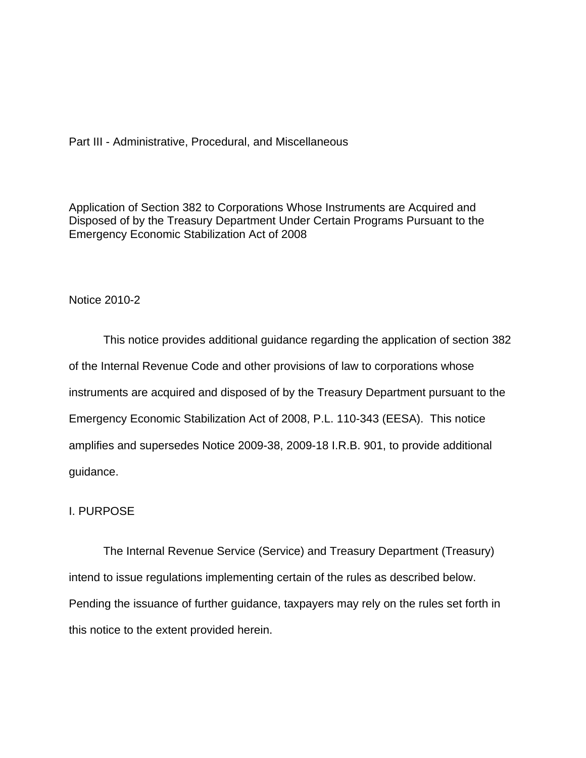Part III - Administrative, Procedural, and Miscellaneous

# Application of Section 382 to Corporations Whose Instruments are Acquired and Disposed of by the Treasury Department Under Certain Programs Pursuant to the Emergency Economic Stabilization Act of 2008

Notice 2010-2

This notice provides additional guidance regarding the application of section 382 of the Internal Revenue Code and other provisions of law to corporations whose instruments are acquired and disposed of by the Treasury Department pursuant to the Emergency Economic Stabilization Act of 2008, P.L. 110-343 (EESA). This notice amplifies and supersedes Notice 2009-38, 2009-18 I.R.B. 901, to provide additional guidance.

## I. PURPOSE

The Internal Revenue Service (Service) and Treasury Department (Treasury) intend to issue regulations implementing certain of the rules as described below. Pending the issuance of further guidance, taxpayers may rely on the rules set forth in this notice to the extent provided herein.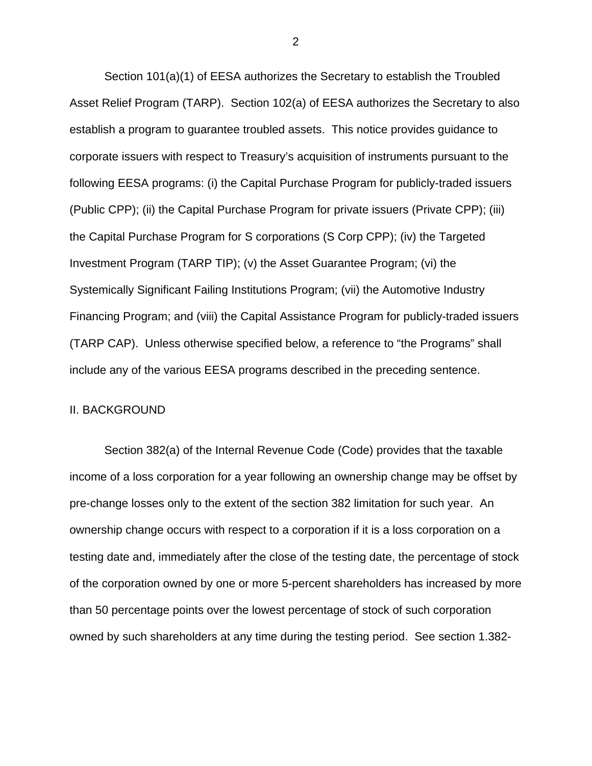Section 101(a)(1) of EESA authorizes the Secretary to establish the Troubled Asset Relief Program (TARP). Section 102(a) of EESA authorizes the Secretary to also establish a program to guarantee troubled assets. This notice provides guidance to corporate issuers with respect to Treasury's acquisition of instruments pursuant to the following EESA programs: (i) the Capital Purchase Program for publicly-traded issuers (Public CPP); (ii) the Capital Purchase Program for private issuers (Private CPP); (iii) the Capital Purchase Program for S corporations (S Corp CPP); (iv) the Targeted Investment Program (TARP TIP); (v) the Asset Guarantee Program; (vi) the Systemically Significant Failing Institutions Program; (vii) the Automotive Industry Financing Program; and (viii) the Capital Assistance Program for publicly-traded issuers (TARP CAP). Unless otherwise specified below, a reference to "the Programs" shall include any of the various EESA programs described in the preceding sentence.

## II. BACKGROUND

Section 382(a) of the Internal Revenue Code (Code) provides that the taxable income of a loss corporation for a year following an ownership change may be offset by pre-change losses only to the extent of the section 382 limitation for such year. An ownership change occurs with respect to a corporation if it is a loss corporation on a testing date and, immediately after the close of the testing date, the percentage of stock of the corporation owned by one or more 5-percent shareholders has increased by more than 50 percentage points over the lowest percentage of stock of such corporation owned by such shareholders at any time during the testing period. See section 1.382-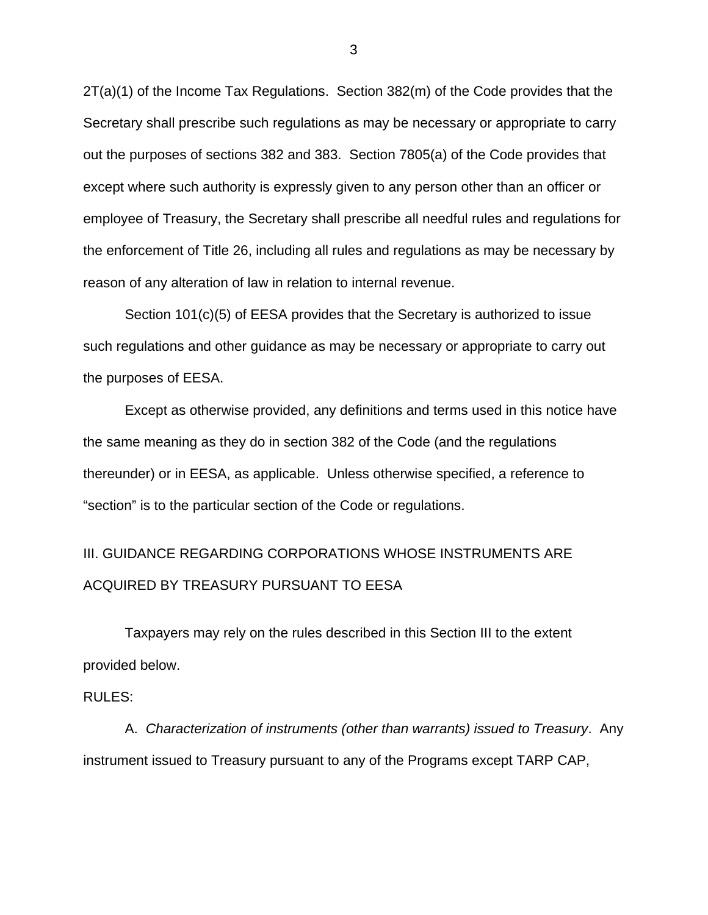2T(a)(1) of the Income Tax Regulations. Section 382(m) of the Code provides that the Secretary shall prescribe such regulations as may be necessary or appropriate to carry out the purposes of sections 382 and 383. Section 7805(a) of the Code provides that except where such authority is expressly given to any person other than an officer or employee of Treasury, the Secretary shall prescribe all needful rules and regulations for the enforcement of Title 26, including all rules and regulations as may be necessary by reason of any alteration of law in relation to internal revenue.

Section 101(c)(5) of EESA provides that the Secretary is authorized to issue such regulations and other guidance as may be necessary or appropriate to carry out the purposes of EESA.

Except as otherwise provided, any definitions and terms used in this notice have the same meaning as they do in section 382 of the Code (and the regulations thereunder) or in EESA, as applicable. Unless otherwise specified, a reference to "section" is to the particular section of the Code or regulations.

## III. GUIDANCE REGARDING CORPORATIONS WHOSE INSTRUMENTS ARE ACQUIRED BY TREASURY PURSUANT TO EESA

Taxpayers may rely on the rules described in this Section III to the extent provided below.

RULES:

A. *Characterization of instruments (other than warrants) issued to Treasury*. Any instrument issued to Treasury pursuant to any of the Programs except TARP CAP,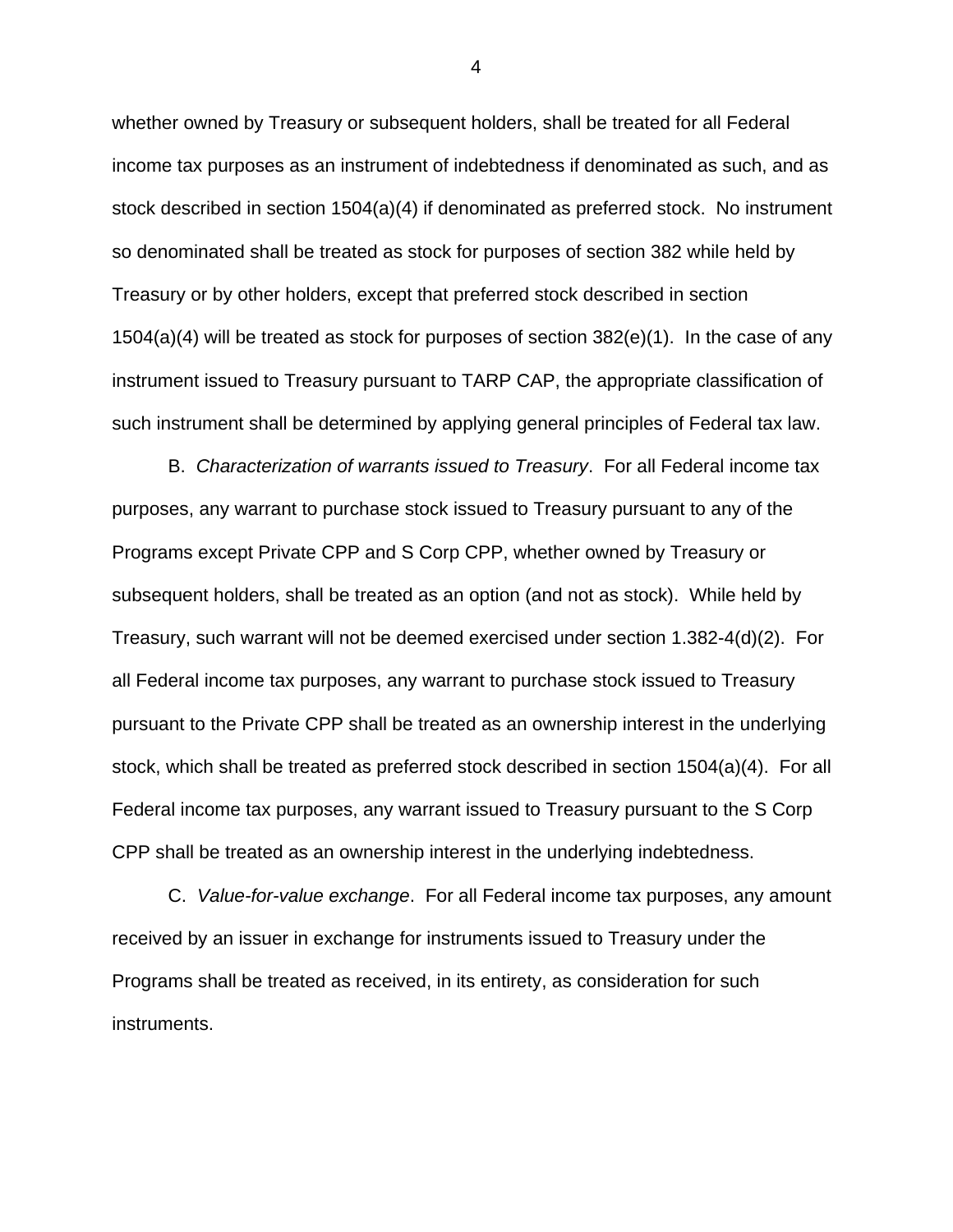whether owned by Treasury or subsequent holders, shall be treated for all Federal income tax purposes as an instrument of indebtedness if denominated as such, and as stock described in section 1504(a)(4) if denominated as preferred stock. No instrument so denominated shall be treated as stock for purposes of section 382 while held by Treasury or by other holders, except that preferred stock described in section 1504(a)(4) will be treated as stock for purposes of section 382(e)(1). In the case of any instrument issued to Treasury pursuant to TARP CAP, the appropriate classification of such instrument shall be determined by applying general principles of Federal tax law.

B. *Characterization of warrants issued to Treasury*. For all Federal income tax purposes, any warrant to purchase stock issued to Treasury pursuant to any of the Programs except Private CPP and S Corp CPP, whether owned by Treasury or subsequent holders, shall be treated as an option (and not as stock). While held by Treasury, such warrant will not be deemed exercised under section 1.382-4(d)(2). For all Federal income tax purposes, any warrant to purchase stock issued to Treasury pursuant to the Private CPP shall be treated as an ownership interest in the underlying stock, which shall be treated as preferred stock described in section 1504(a)(4). For all Federal income tax purposes, any warrant issued to Treasury pursuant to the S Corp CPP shall be treated as an ownership interest in the underlying indebtedness.

C. *Value-for-value exchange*. For all Federal income tax purposes, any amount received by an issuer in exchange for instruments issued to Treasury under the Programs shall be treated as received, in its entirety, as consideration for such instruments.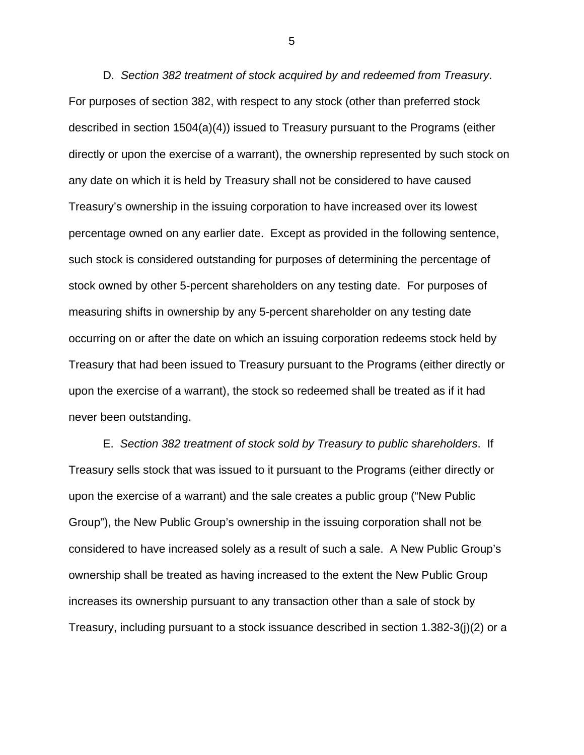D. *Section 382 treatment of stock acquired by and redeemed from Treasury*. For purposes of section 382, with respect to any stock (other than preferred stock described in section 1504(a)(4)) issued to Treasury pursuant to the Programs (either directly or upon the exercise of a warrant), the ownership represented by such stock on any date on which it is held by Treasury shall not be considered to have caused Treasury's ownership in the issuing corporation to have increased over its lowest percentage owned on any earlier date. Except as provided in the following sentence, such stock is considered outstanding for purposes of determining the percentage of stock owned by other 5-percent shareholders on any testing date. For purposes of measuring shifts in ownership by any 5-percent shareholder on any testing date occurring on or after the date on which an issuing corporation redeems stock held by Treasury that had been issued to Treasury pursuant to the Programs (either directly or upon the exercise of a warrant), the stock so redeemed shall be treated as if it had never been outstanding.

E. *Section 382 treatment of stock sold by Treasury to public shareholders*. If Treasury sells stock that was issued to it pursuant to the Programs (either directly or upon the exercise of a warrant) and the sale creates a public group ("New Public Group"), the New Public Group's ownership in the issuing corporation shall not be considered to have increased solely as a result of such a sale. A New Public Group's ownership shall be treated as having increased to the extent the New Public Group increases its ownership pursuant to any transaction other than a sale of stock by Treasury, including pursuant to a stock issuance described in section 1.382-3(j)(2) or a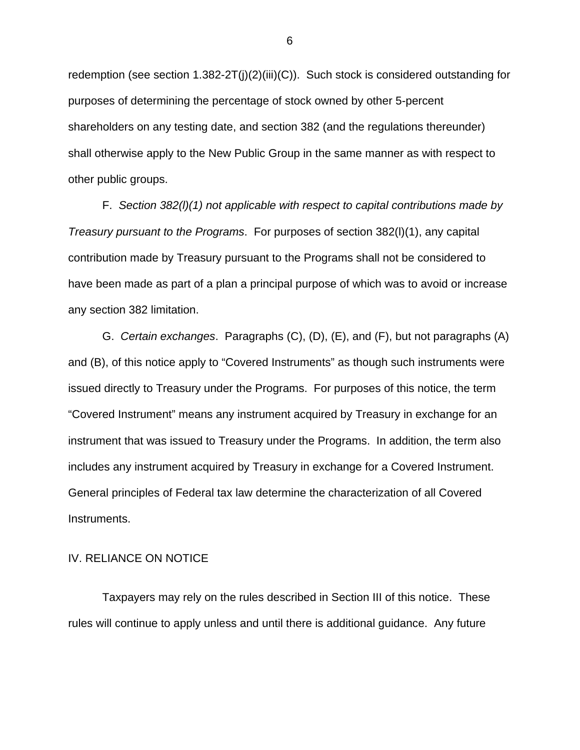redemption (see section 1.382-2T(j)(2)(iii)(C)). Such stock is considered outstanding for purposes of determining the percentage of stock owned by other 5-percent shareholders on any testing date, and section 382 (and the regulations thereunder) shall otherwise apply to the New Public Group in the same manner as with respect to other public groups.

F. *Section 382(l)(1) not applicable with respect to capital contributions made by Treasury pursuant to the Programs*. For purposes of section 382(l)(1), any capital contribution made by Treasury pursuant to the Programs shall not be considered to have been made as part of a plan a principal purpose of which was to avoid or increase any section 382 limitation.

G. *Certain exchanges*. Paragraphs (C), (D), (E), and (F), but not paragraphs (A) and (B), of this notice apply to "Covered Instruments" as though such instruments were issued directly to Treasury under the Programs. For purposes of this notice, the term "Covered Instrument" means any instrument acquired by Treasury in exchange for an instrument that was issued to Treasury under the Programs. In addition, the term also includes any instrument acquired by Treasury in exchange for a Covered Instrument. General principles of Federal tax law determine the characterization of all Covered Instruments.

## IV. RELIANCE ON NOTICE

Taxpayers may rely on the rules described in Section III of this notice. These rules will continue to apply unless and until there is additional guidance. Any future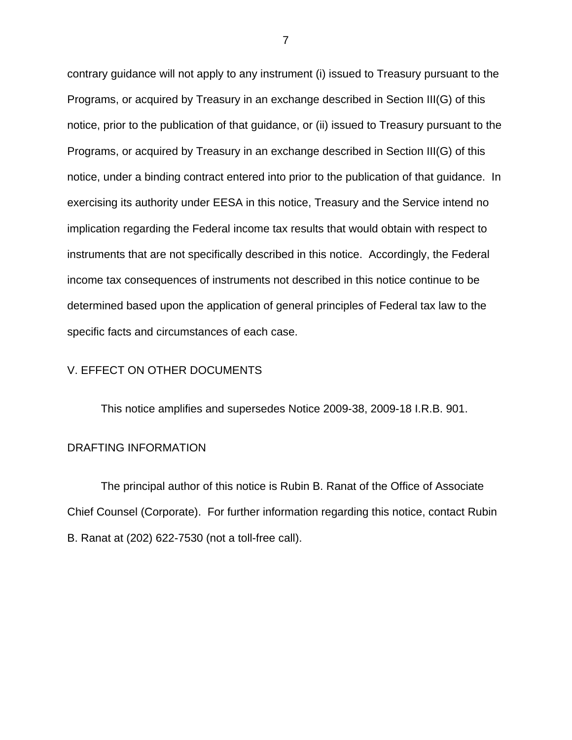contrary guidance will not apply to any instrument (i) issued to Treasury pursuant to the Programs, or acquired by Treasury in an exchange described in Section III(G) of this notice, prior to the publication of that guidance, or (ii) issued to Treasury pursuant to the Programs, or acquired by Treasury in an exchange described in Section III(G) of this notice, under a binding contract entered into prior to the publication of that guidance. In exercising its authority under EESA in this notice, Treasury and the Service intend no implication regarding the Federal income tax results that would obtain with respect to instruments that are not specifically described in this notice. Accordingly, the Federal income tax consequences of instruments not described in this notice continue to be determined based upon the application of general principles of Federal tax law to the specific facts and circumstances of each case.

## V. EFFECT ON OTHER DOCUMENTS

This notice amplifies and supersedes Notice 2009-38, 2009-18 I.R.B. 901.

## DRAFTING INFORMATION

The principal author of this notice is Rubin B. Ranat of the Office of Associate Chief Counsel (Corporate). For further information regarding this notice, contact Rubin B. Ranat at (202) 622-7530 (not a toll-free call).